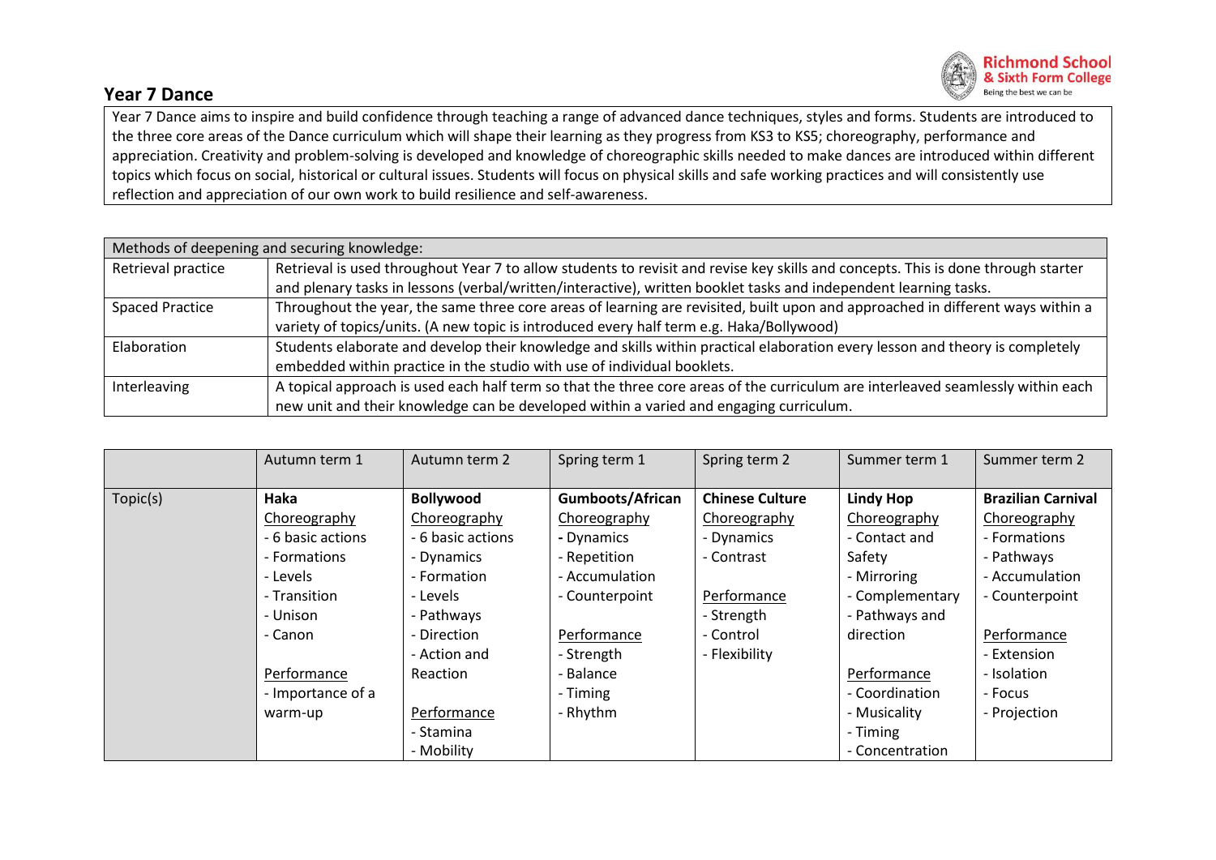## Year 7 Dance

Year 7 Dance aims to inspire and build confidence through teaching a range of advanced dance techniques, styles and forms. Students are introduced to the three core areas of the Dance curriculum which will shape their learning as they progress from KS3 to KS5; choreography, performance and appreciation. Creativity and problem-solving is developed and knowledge of choreographic skills needed to make dances are introduced within different topics which focus on social, historical or cultural issues. Students will focus on physical skills and safe working practices and will consistently use reflection and appreciation of our own work to build resilience and self-awareness.

| Methods of deepening and securing knowledge: | |
|---|---|
| Retrieval practice | Retrieval is used throughout Year 7 to allow students to revisit and revise key skills and concepts. This is done through starter and plenary tasks in lessons (verbal/written/interactive), written booklet tasks and independent learning tasks. |
| Spaced Practice | Throughout the year, the same three core areas of learning are revisited, built upon and approached in different ways within a variety of topics/units. (A new topic is introduced every half term e.g. Haka/Bollywood) |
| Elaboration | Students elaborate and develop their knowledge and skills within practical elaboration every lesson and theory is completely embedded within practice in the studio with use of individual booklets. |
| Interleaving | A topical approach is used each half term so that the three core areas of the curriculum are interleaved seamlessly within each new unit and their knowledge can be developed within a varied and engaging curriculum. |

| | Autumn term 1 | Autumn term 2 | Spring term 1 | Spring term 2 | Summer term 1 | Summer term 2 |
|---|---|---|---|---|---|---|
| Topic(s) | **Haka**<br>Choreography<br>- 6 basic actions<br>- Formations<br>- Levels<br>- Transition<br>- Unison<br>- Canon<br><br>Performance<br>- Importance of a warm-up | **Bollywood**<br>Choreography<br>- 6 basic actions<br>- Dynamics<br>- Formation<br>- Levels<br>- Pathways<br>- Direction<br>- Action and Reaction<br><br>Performance<br>- Stamina<br>- Mobility | **Gumboots/African**<br>Choreography<br>- Dynamics<br>- Repetition<br>- Accumulation<br>- Counterpoint<br><br>Performance<br>- Strength<br>- Balance<br>- Timing<br>- Rhythm | **Chinese Culture**<br>Choreography<br>- Dynamics<br>- Contrast<br><br>Performance<br>- Strength<br>- Control<br>- Flexibility | **Lindy Hop**<br>Choreography<br>- Contact and Safety<br>- Mirroring<br>- Complementary<br>- Pathways and direction<br><br>Performance<br>- Coordination<br>- Musicality<br>- Timing<br>- Concentration | **Brazilian Carnival**<br>Choreography<br>- Formations<br>- Pathways<br>- Accumulation<br>- Counterpoint<br><br>Performance<br>- Extension<br>- Isolation<br>- Focus<br>- Projection |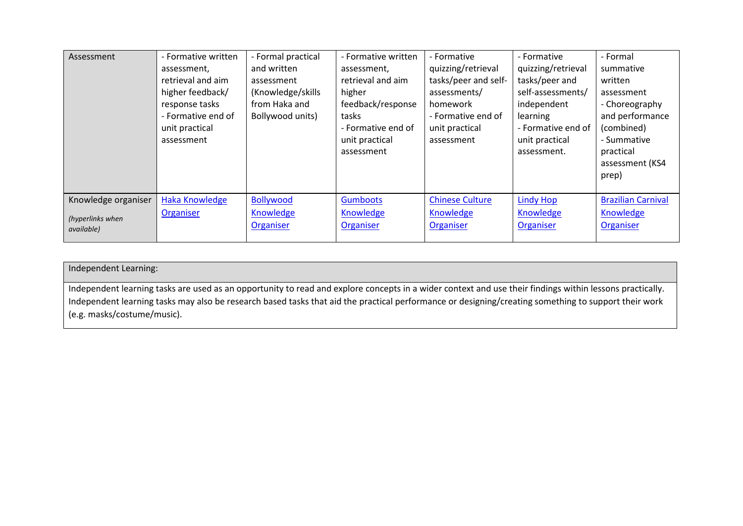| | | | | | | |
|---|---|---|---|---|---|---|
| Assessment | - Formative written assessment, retrieval and aim higher feedback/ response tasks<br>- Formative end of unit practical assessment | - Formal practical and written assessment (Knowledge/skills from Haka and Bollywood units) | - Formative written assessment, retrieval and aim higher feedback/response tasks<br>- Formative end of unit practical assessment | - Formative quizzing/retrieval tasks/peer and self-assessments/ homework<br>- Formative end of unit practical assessment | - Formative quizzing/retrieval tasks/peer and self-assessments/ independent learning<br>- Formative end of unit practical assessment. | - Formal summative written assessment<br>- Choreography and performance (combined)<br>- Summative practical assessment (KS4 prep) |
| Knowledge organiser<br>*(hyperlinks when available)* | Haka Knowledge Organiser | Bollywood Knowledge Organiser | Gumboots Knowledge Organiser | Chinese Culture Knowledge Organiser | Lindy Hop Knowledge Organiser | Brazilian Carnival Knowledge Organiser |

| Independent Learning: |
|---|
| Independent learning tasks are used as an opportunity to read and explore concepts in a wider context and use their findings within lessons practically. Independent learning tasks may also be research based tasks that aid the practical performance or designing/creating something to support their work (e.g. masks/costume/music). |